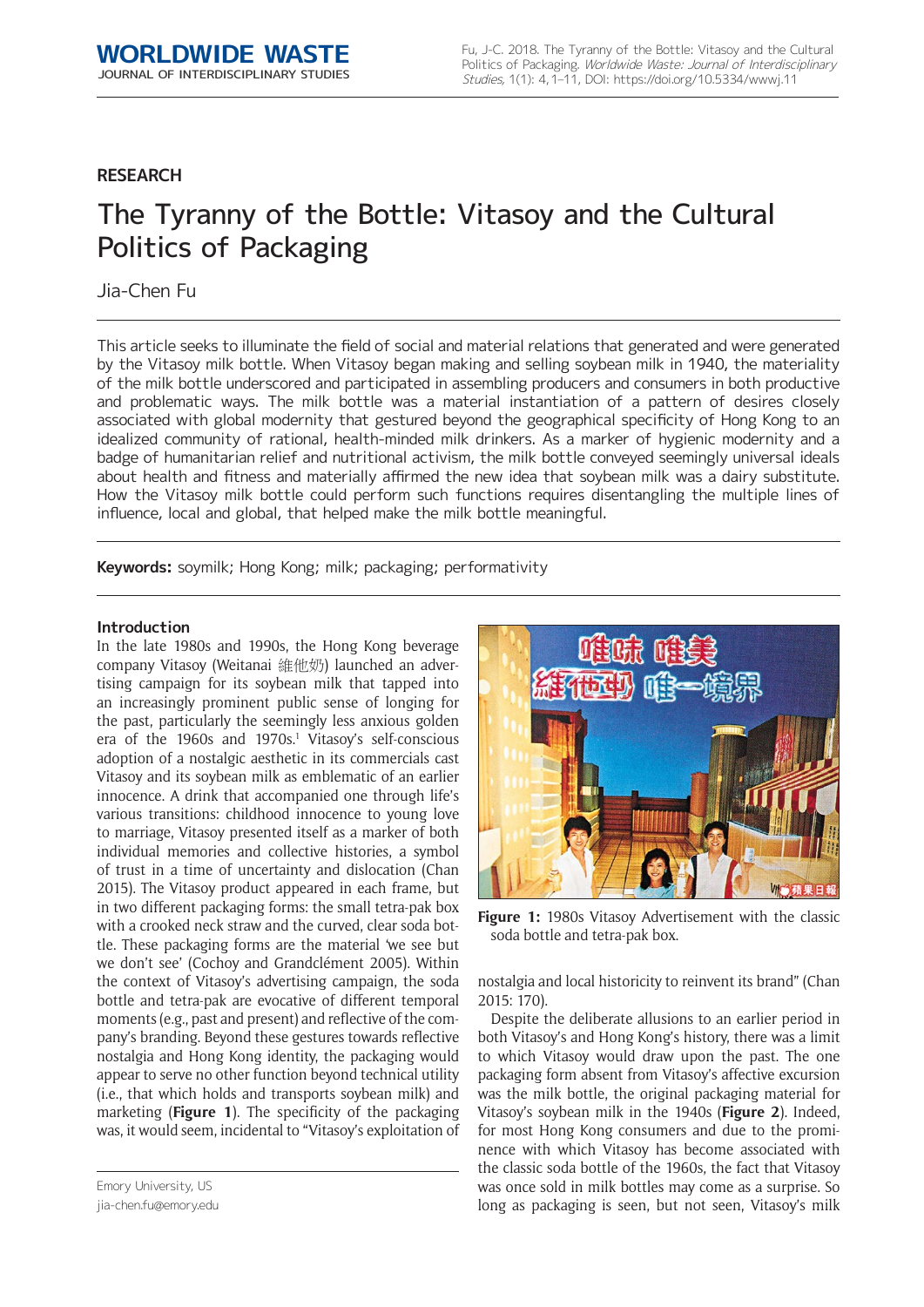WORLDWIDE WASTE
JOURNAL OF INTERDISCIPLINARY STUDIES

Fu, J-C. 2018. The Tyranny of the Bottle: Vitasoy and the Cultural Politics of Packaging. *Worldwide Waste: Journal of Interdisciplinary Studies*, 1(1): 4, 1–11, DOI: https://doi.org/10.5334/wwwj.11

## RESEARCH

# The Tyranny of the Bottle: Vitasoy and the Cultural Politics of Packaging

Jia-Chen Fu

This article seeks to illuminate the field of social and material relations that generated and were generated by the Vitasoy milk bottle. When Vitasoy began making and selling soybean milk in 1940, the materiality of the milk bottle underscored and participated in assembling producers and consumers in both productive and problematic ways. The milk bottle was a material instantiation of a pattern of desires closely associated with global modernity that gestured beyond the geographical specificity of Hong Kong to an idealized community of rational, health-minded milk drinkers. As a marker of hygienic modernity and a badge of humanitarian relief and nutritional activism, the milk bottle conveyed seemingly universal ideals about health and fitness and materially affirmed the new idea that soybean milk was a dairy substitute. How the Vitasoy milk bottle could perform such functions requires disentangling the multiple lines of influence, local and global, that helped make the milk bottle meaningful.

**Keywords:** soymilk; Hong Kong; milk; packaging; performativity

### Introduction

In the late 1980s and 1990s, the Hong Kong beverage company Vitasoy (Weitanai 維他奶) launched an advertising campaign for its soybean milk that tapped into an increasingly prominent public sense of longing for the past, particularly the seemingly less anxious golden era of the 1960s and 1970s.[1] Vitasoy's self-conscious adoption of a nostalgic aesthetic in its commercials cast Vitasoy and its soybean milk as emblematic of an earlier innocence. A drink that accompanied one through life's various transitions: childhood innocence to young love to marriage, Vitasoy presented itself as a marker of both individual memories and collective histories, a symbol of trust in a time of uncertainty and dislocation (Chan 2015). The Vitasoy product appeared in each frame, but in two different packaging forms: the small tetra-pak box with a crooked neck straw and the curved, clear soda bottle. These packaging forms are the material 'we see but we don't see' (Cochoy and Grandclément 2005). Within the context of Vitasoy's advertising campaign, the soda bottle and tetra-pak are evocative of different temporal moments (e.g., past and present) and reflective of the company's branding. Beyond these gestures towards reflective nostalgia and Hong Kong identity, the packaging would appear to serve no other function beyond technical utility (i.e., that which holds and transports soybean milk) and marketing (**Figure 1**). The specificity of the packaging was, it would seem, incidental to "Vitasoy's exploitation of nostalgia and local historicity to reinvent its brand" (Chan 2015: 170).

**Figure 1:** 1980s Vitasoy Advertisement with the classic soda bottle and tetra-pak box.

Despite the deliberate allusions to an earlier period in both Vitasoy's and Hong Kong's history, there was a limit to which Vitasoy would draw upon the past. The one packaging form absent from Vitasoy's affective excursion was the milk bottle, the original packaging material for Vitasoy's soybean milk in the 1940s (**Figure 2**). Indeed, for most Hong Kong consumers and due to the prominence with which Vitasoy has become associated with the classic soda bottle of the 1960s, the fact that Vitasoy was once sold in milk bottles may come as a surprise. So long as packaging is seen, but not seen, Vitasoy's milk

Emory University, US
jia-chen.fu@emory.edu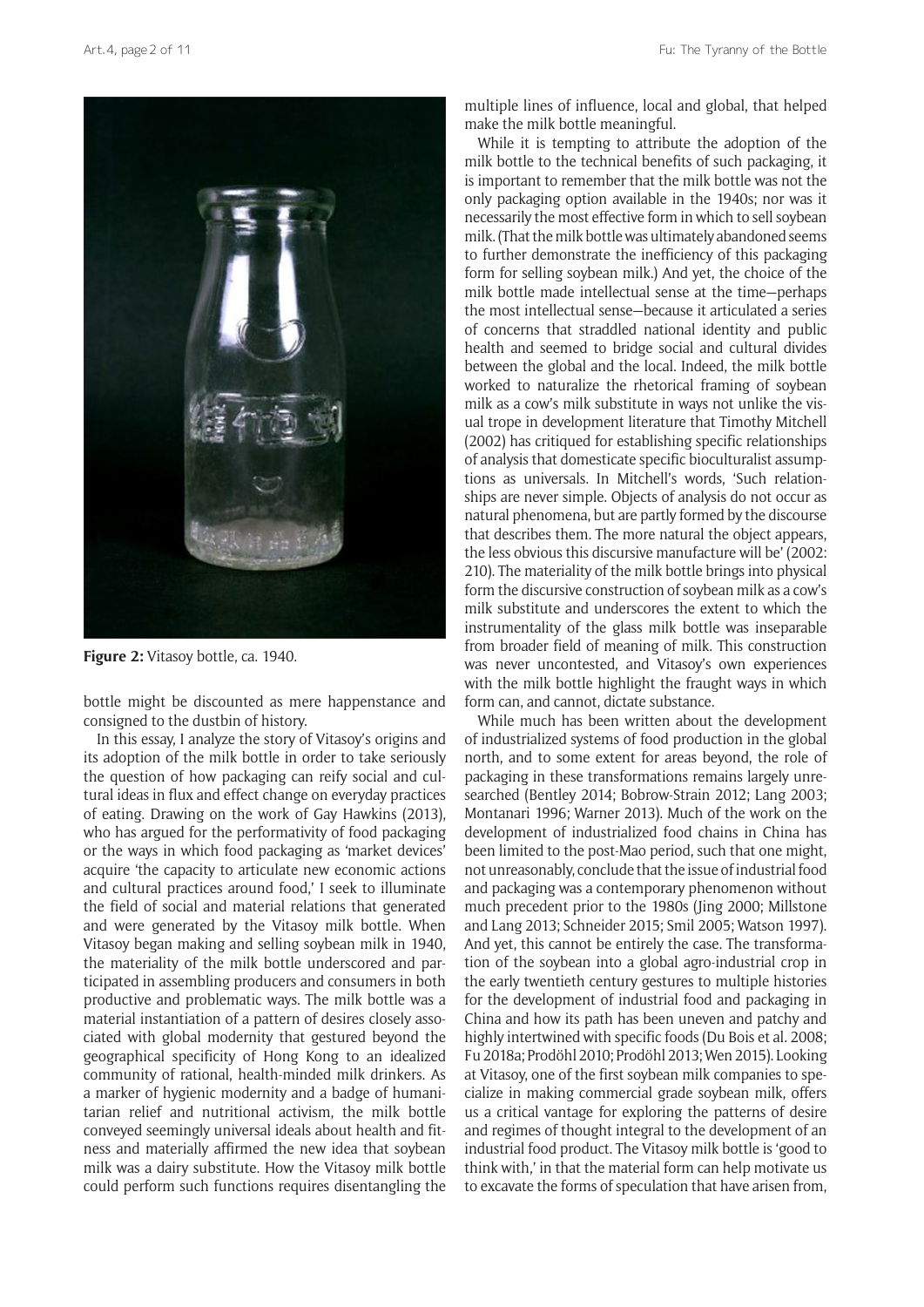**Figure 2:** Vitasoy bottle, ca. 1940.

bottle might be discounted as mere happenstance and consigned to the dustbin of history.

In this essay, I analyze the story of Vitasoy's origins and its adoption of the milk bottle in order to take seriously the question of how packaging can reify social and cultural ideas in flux and effect change on everyday practices of eating. Drawing on the work of Gay Hawkins (2013), who has argued for the performativity of food packaging or the ways in which food packaging as 'market devices' acquire 'the capacity to articulate new economic actions and cultural practices around food,' I seek to illuminate the field of social and material relations that generated and were generated by the Vitasoy milk bottle. When Vitasoy began making and selling soybean milk in 1940, the materiality of the milk bottle underscored and participated in assembling producers and consumers in both productive and problematic ways. The milk bottle was a material instantiation of a pattern of desires closely associated with global modernity that gestured beyond the geographical specificity of Hong Kong to an idealized community of rational, health-minded milk drinkers. As a marker of hygienic modernity and a badge of humanitarian relief and nutritional activism, the milk bottle conveyed seemingly universal ideals about health and fitness and materially affirmed the new idea that soybean milk was a dairy substitute. How the Vitasoy milk bottle could perform such functions requires disentangling the multiple lines of influence, local and global, that helped make the milk bottle meaningful.

While it is tempting to attribute the adoption of the milk bottle to the technical benefits of such packaging, it is important to remember that the milk bottle was not the only packaging option available in the 1940s; nor was it necessarily the most effective form in which to sell soybean milk. (That the milk bottle was ultimately abandoned seems to further demonstrate the inefficiency of this packaging form for selling soybean milk.) And yet, the choice of the milk bottle made intellectual sense at the time—perhaps the most intellectual sense—because it articulated a series of concerns that straddled national identity and public health and seemed to bridge social and cultural divides between the global and the local. Indeed, the milk bottle worked to naturalize the rhetorical framing of soybean milk as a cow's milk substitute in ways not unlike the visual trope in development literature that Timothy Mitchell (2002) has critiqued for establishing specific relationships of analysis that domesticate specific bioculturalist assumptions as universals. In Mitchell's words, 'Such relationships are never simple. Objects of analysis do not occur as natural phenomena, but are partly formed by the discourse that describes them. The more natural the object appears, the less obvious this discursive manufacture will be' (2002: 210). The materiality of the milk bottle brings into physical form the discursive construction of soybean milk as a cow's milk substitute and underscores the extent to which the instrumentality of the glass milk bottle was inseparable from broader field of meaning of milk. This construction was never uncontested, and Vitasoy's own experiences with the milk bottle highlight the fraught ways in which form can, and cannot, dictate substance.

While much has been written about the development of industrialized systems of food production in the global north, and to some extent for areas beyond, the role of packaging in these transformations remains largely unresearched (Bentley 2014; Bobrow-Strain 2012; Lang 2003; Montanari 1996; Warner 2013). Much of the work on the development of industrialized food chains in China has been limited to the post-Mao period, such that one might, not unreasonably, conclude that the issue of industrial food and packaging was a contemporary phenomenon without much precedent prior to the 1980s (Jing 2000; Millstone and Lang 2013; Schneider 2015; Smil 2005; Watson 1997). And yet, this cannot be entirely the case. The transformation of the soybean into a global agro-industrial crop in the early twentieth century gestures to multiple histories for the development of industrial food and packaging in China and how its path has been uneven and patchy and highly intertwined with specific foods (Du Bois et al. 2008; Fu 2018a; Prodöhl 2010; Prodöhl 2013; Wen 2015). Looking at Vitasoy, one of the first soybean milk companies to specialize in making commercial grade soybean milk, offers us a critical vantage for exploring the patterns of desire and regimes of thought integral to the development of an industrial food product. The Vitasoy milk bottle is 'good to think with,' in that the material form can help motivate us to excavate the forms of speculation that have arisen from,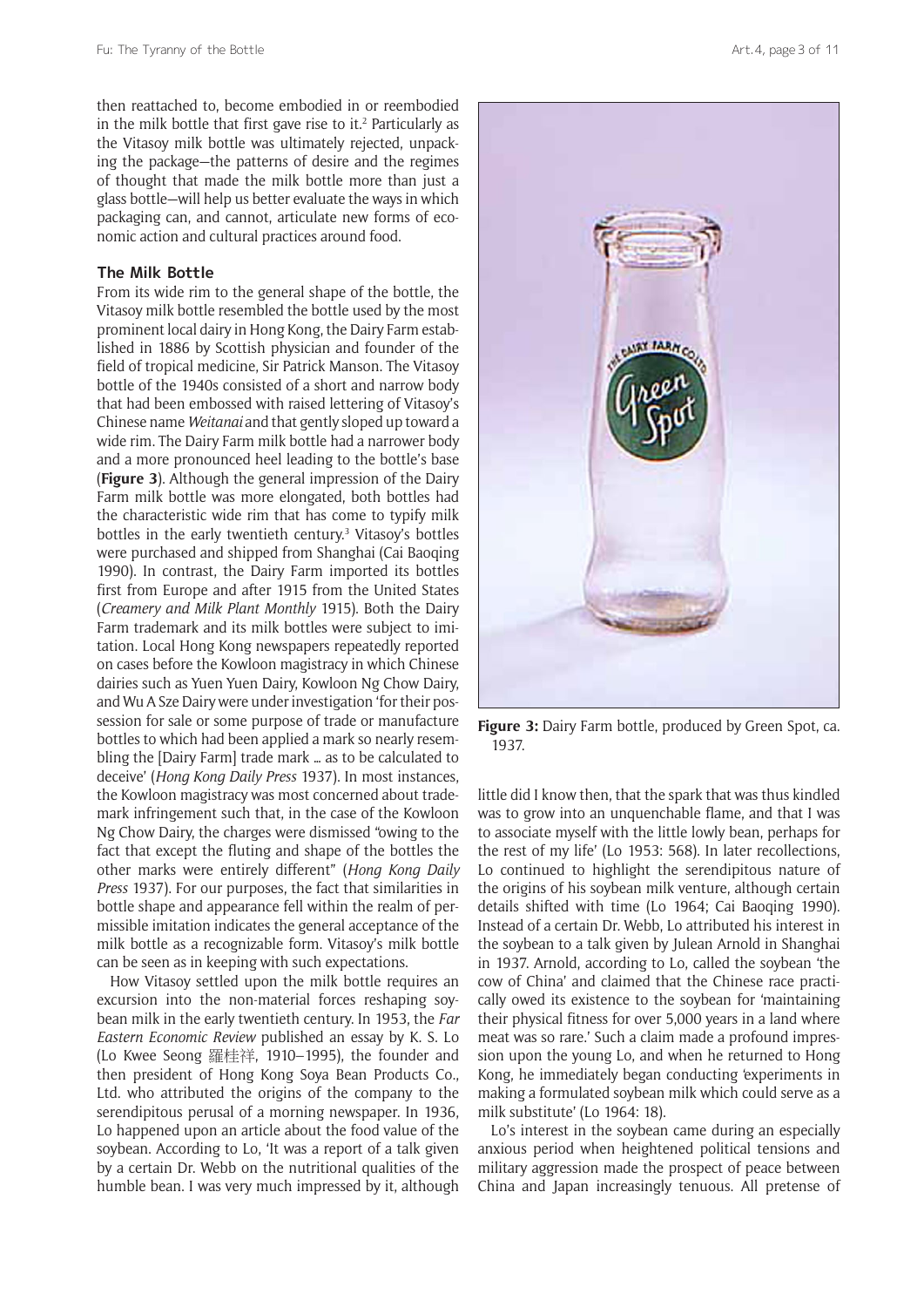then reattached to, become embodied in or reembodied in the milk bottle that first gave rise to it.[2] Particularly as the Vitasoy milk bottle was ultimately rejected, unpacking the package—the patterns of desire and the regimes of thought that made the milk bottle more than just a glass bottle—will help us better evaluate the ways in which packaging can, and cannot, articulate new forms of economic action and cultural practices around food.

## The Milk Bottle

From its wide rim to the general shape of the bottle, the Vitasoy milk bottle resembled the bottle used by the most prominent local dairy in Hong Kong, the Dairy Farm established in 1886 by Scottish physician and founder of the field of tropical medicine, Sir Patrick Manson. The Vitasoy bottle of the 1940s consisted of a short and narrow body that had been embossed with raised lettering of Vitasoy's Chinese name *Weitanai* and that gently sloped up toward a wide rim. The Dairy Farm milk bottle had a narrower body and a more pronounced heel leading to the bottle's base (**Figure 3**). Although the general impression of the Dairy Farm milk bottle was more elongated, both bottles had the characteristic wide rim that has come to typify milk bottles in the early twentieth century.[3] Vitasoy's bottles were purchased and shipped from Shanghai (Cai Baoqing 1990). In contrast, the Dairy Farm imported its bottles first from Europe and after 1915 from the United States (*Creamery and Milk Plant Monthly* 1915). Both the Dairy Farm trademark and its milk bottles were subject to imitation. Local Hong Kong newspapers repeatedly reported on cases before the Kowloon magistracy in which Chinese dairies such as Yuen Yuen Dairy, Kowloon Ng Chow Dairy, and Wu A Sze Dairy were under investigation 'for their possession for sale or some purpose of trade or manufacture bottles to which had been applied a mark so nearly resembling the [Dairy Farm] trade mark … as to be calculated to deceive' (*Hong Kong Daily Press* 1937). In most instances, the Kowloon magistracy was most concerned about trademark infringement such that, in the case of the Kowloon Ng Chow Dairy, the charges were dismissed "owing to the fact that except the fluting and shape of the bottles the other marks were entirely different" (*Hong Kong Daily Press* 1937). For our purposes, the fact that similarities in bottle shape and appearance fell within the realm of permissible imitation indicates the general acceptance of the milk bottle as a recognizable form. Vitasoy's milk bottle can be seen as in keeping with such expectations.

How Vitasoy settled upon the milk bottle requires an excursion into the non-material forces reshaping soybean milk in the early twentieth century. In 1953, the *Far Eastern Economic Review* published an essay by K. S. Lo (Lo Kwee Seong 羅桂祥, 1910–1995), the founder and then president of Hong Kong Soya Bean Products Co., Ltd. who attributed the origins of the company to the serendipitous perusal of a morning newspaper. In 1936, Lo happened upon an article about the food value of the soybean. According to Lo, 'It was a report of a talk given by a certain Dr. Webb on the nutritional qualities of the humble bean. I was very much impressed by it, although little did I know then, that the spark that was thus kindled was to grow into an unquenchable flame, and that I was to associate myself with the little lowly bean, perhaps for the rest of my life' (Lo 1953: 568). In later recollections, Lo continued to highlight the serendipitous nature of the origins of his soybean milk venture, although certain details shifted with time (Lo 1964; Cai Baoqing 1990). Instead of a certain Dr. Webb, Lo attributed his interest in the soybean to a talk given by Julean Arnold in Shanghai in 1937. Arnold, according to Lo, called the soybean 'the cow of China' and claimed that the Chinese race practically owed its existence to the soybean for 'maintaining their physical fitness for over 5,000 years in a land where meat was so rare.' Such a claim made a profound impression upon the young Lo, and when he returned to Hong Kong, he immediately began conducting 'experiments in making a formulated soybean milk which could serve as a milk substitute' (Lo 1964: 18).

**Figure 3:** Dairy Farm bottle, produced by Green Spot, ca. 1937.

Lo's interest in the soybean came during an especially anxious period when heightened political tensions and military aggression made the prospect of peace between China and Japan increasingly tenuous. All pretense of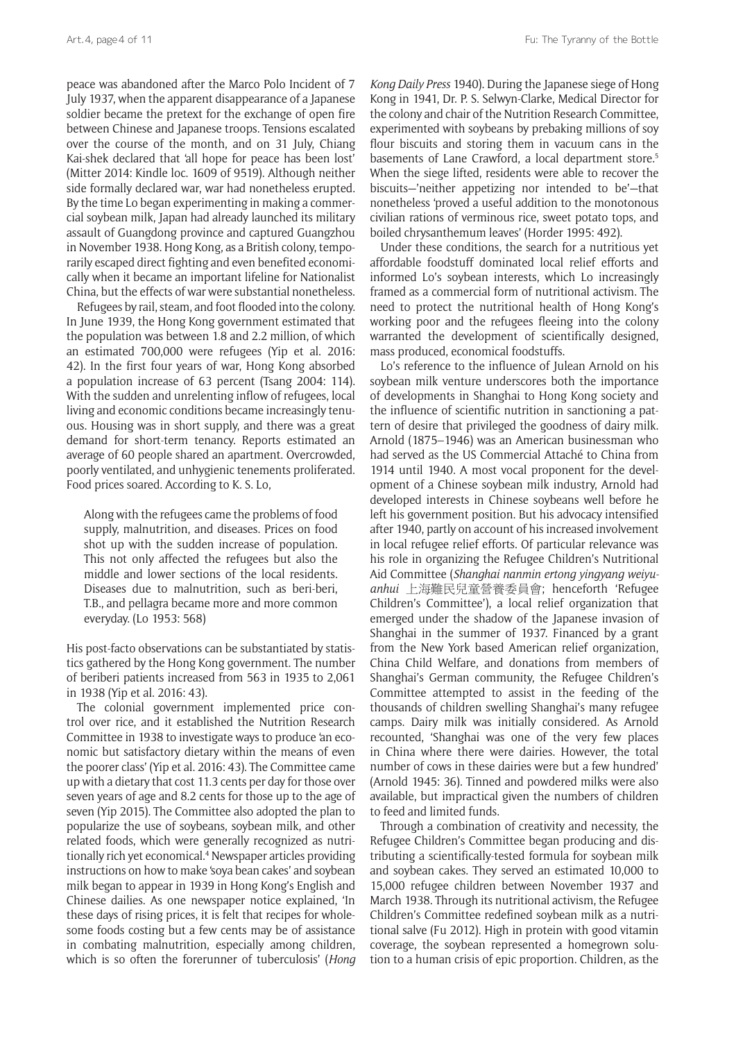peace was abandoned after the Marco Polo Incident of 7 July 1937, when the apparent disappearance of a Japanese soldier became the pretext for the exchange of open fire between Chinese and Japanese troops. Tensions escalated over the course of the month, and on 31 July, Chiang Kai-shek declared that 'all hope for peace has been lost' (Mitter 2014: Kindle loc. 1609 of 9519). Although neither side formally declared war, war had nonetheless erupted. By the time Lo began experimenting in making a commercial soybean milk, Japan had already launched its military assault of Guangdong province and captured Guangzhou in November 1938. Hong Kong, as a British colony, temporarily escaped direct fighting and even benefited economically when it became an important lifeline for Nationalist China, but the effects of war were substantial nonetheless.

Refugees by rail, steam, and foot flooded into the colony. In June 1939, the Hong Kong government estimated that the population was between 1.8 and 2.2 million, of which an estimated 700,000 were refugees (Yip et al. 2016: 42). In the first four years of war, Hong Kong absorbed a population increase of 63 percent (Tsang 2004: 114). With the sudden and unrelenting inflow of refugees, local living and economic conditions became increasingly tenuous. Housing was in short supply, and there was a great demand for short-term tenancy. Reports estimated an average of 60 people shared an apartment. Overcrowded, poorly ventilated, and unhygienic tenements proliferated. Food prices soared. According to K. S. Lo,

> Along with the refugees came the problems of food supply, malnutrition, and diseases. Prices on food shot up with the sudden increase of population. This not only affected the refugees but also the middle and lower sections of the local residents. Diseases due to malnutrition, such as beri-beri, T.B., and pellagra became more and more common everyday. (Lo 1953: 568)

His post-facto observations can be substantiated by statistics gathered by the Hong Kong government. The number of beriberi patients increased from 563 in 1935 to 2,061 in 1938 (Yip et al. 2016: 43).

The colonial government implemented price control over rice, and it established the Nutrition Research Committee in 1938 to investigate ways to produce 'an economic but satisfactory dietary within the means of even the poorer class' (Yip et al. 2016: 43). The Committee came up with a dietary that cost 11.3 cents per day for those over seven years of age and 8.2 cents for those up to the age of seven (Yip 2015). The Committee also adopted the plan to popularize the use of soybeans, soybean milk, and other related foods, which were generally recognized as nutritionally rich yet economical.[4] Newspaper articles providing instructions on how to make 'soya bean cakes' and soybean milk began to appear in 1939 in Hong Kong's English and Chinese dailies. As one newspaper notice explained, 'In these days of rising prices, it is felt that recipes for wholesome foods costing but a few cents may be of assistance in combating malnutrition, especially among children, which is so often the forerunner of tuberculosis' (*Hong Kong Daily Press* 1940). During the Japanese siege of Hong Kong in 1941, Dr. P. S. Selwyn-Clarke, Medical Director for the colony and chair of the Nutrition Research Committee, experimented with soybeans by prebaking millions of soy flour biscuits and storing them in vacuum cans in the basements of Lane Crawford, a local department store.[5] When the siege lifted, residents were able to recover the biscuits—'neither appetizing nor intended to be'—that nonetheless 'proved a useful addition to the monotonous civilian rations of verminous rice, sweet potato tops, and boiled chrysanthemum leaves' (Horder 1995: 492).

Under these conditions, the search for a nutritious yet affordable foodstuff dominated local relief efforts and informed Lo's soybean interests, which Lo increasingly framed as a commercial form of nutritional activism. The need to protect the nutritional health of Hong Kong's working poor and the refugees fleeing into the colony warranted the development of scientifically designed, mass produced, economical foodstuffs.

Lo's reference to the influence of Julean Arnold on his soybean milk venture underscores both the importance of developments in Shanghai to Hong Kong society and the influence of scientific nutrition in sanctioning a pattern of desire that privileged the goodness of dairy milk. Arnold (1875–1946) was an American businessman who had served as the US Commercial Attaché to China from 1914 until 1940. A most vocal proponent for the development of a Chinese soybean milk industry, Arnold had developed interests in Chinese soybeans well before he left his government position. But his advocacy intensified after 1940, partly on account of his increased involvement in local refugee relief efforts. Of particular relevance was his role in organizing the Refugee Children's Nutritional Aid Committee (*Shanghai nanmin ertong yingyang weiyuanhui* 上海難民兒童營養委員會; henceforth 'Refugee Children's Committee'), a local relief organization that emerged under the shadow of the Japanese invasion of Shanghai in the summer of 1937. Financed by a grant from the New York based American relief organization, China Child Welfare, and donations from members of Shanghai's German community, the Refugee Children's Committee attempted to assist in the feeding of the thousands of children swelling Shanghai's many refugee camps. Dairy milk was initially considered. As Arnold recounted, 'Shanghai was one of the very few places in China where there were dairies. However, the total number of cows in these dairies were but a few hundred' (Arnold 1945: 36). Tinned and powdered milks were also available, but impractical given the numbers of children to feed and limited funds.

Through a combination of creativity and necessity, the Refugee Children's Committee began producing and distributing a scientifically-tested formula for soybean milk and soybean cakes. They served an estimated 10,000 to 15,000 refugee children between November 1937 and March 1938. Through its nutritional activism, the Refugee Children's Committee redefined soybean milk as a nutritional salve (Fu 2012). High in protein with good vitamin coverage, the soybean represented a homegrown solution to a human crisis of epic proportion. Children, as the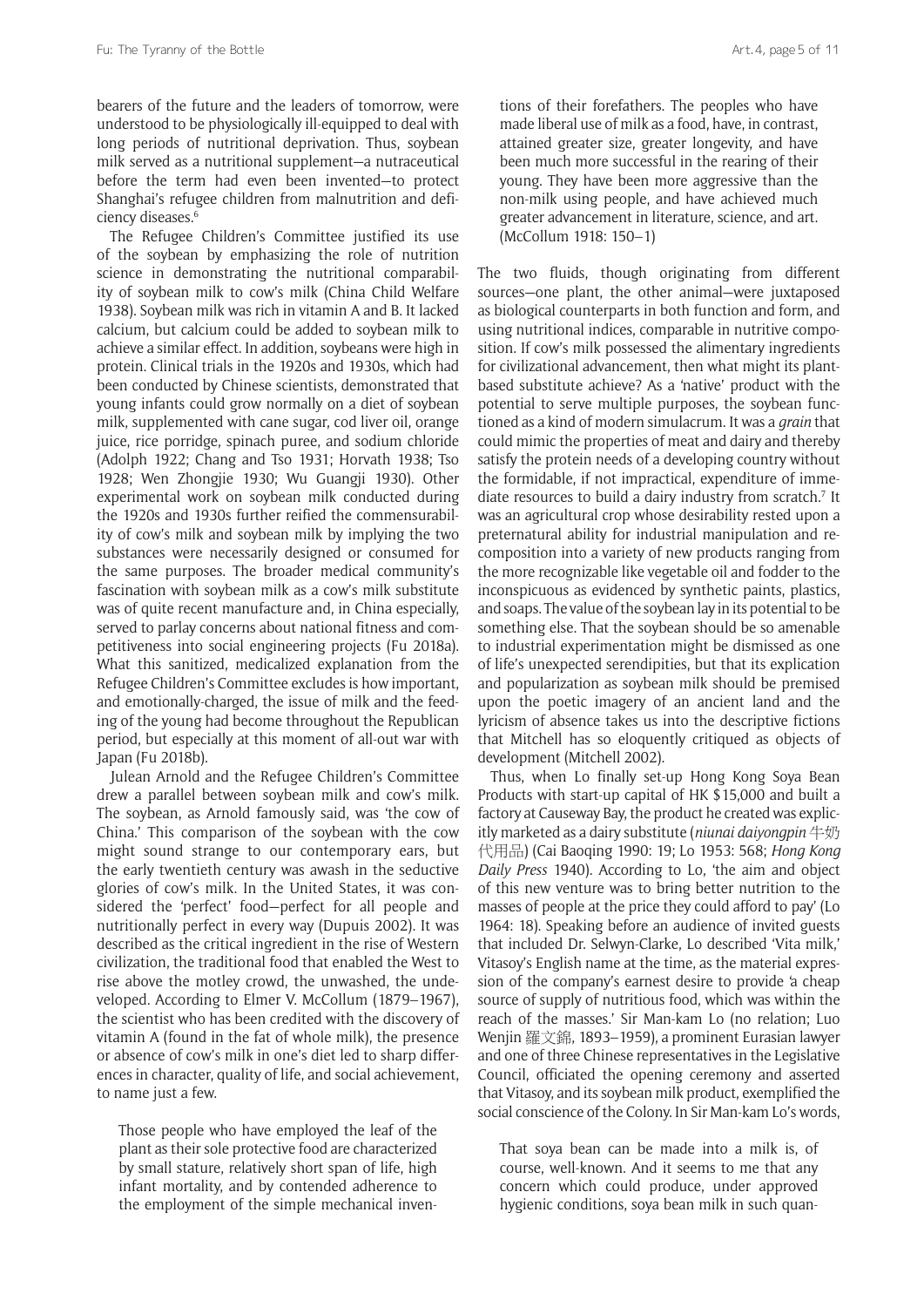bearers of the future and the leaders of tomorrow, were understood to be physiologically ill-equipped to deal with long periods of nutritional deprivation. Thus, soybean milk served as a nutritional supplement—a nutraceutical before the term had even been invented—to protect Shanghai's refugee children from malnutrition and deficiency diseases.[6]

The Refugee Children's Committee justified its use of the soybean by emphasizing the role of nutrition science in demonstrating the nutritional comparability of soybean milk to cow's milk (China Child Welfare 1938). Soybean milk was rich in vitamin A and B. It lacked calcium, but calcium could be added to soybean milk to achieve a similar effect. In addition, soybeans were high in protein. Clinical trials in the 1920s and 1930s, which had been conducted by Chinese scientists, demonstrated that young infants could grow normally on a diet of soybean milk, supplemented with cane sugar, cod liver oil, orange juice, rice porridge, spinach puree, and sodium chloride (Adolph 1922; Chang and Tso 1931; Horvath 1938; Tso 1928; Wen Zhongjie 1930; Wu Guangji 1930). Other experimental work on soybean milk conducted during the 1920s and 1930s further reified the commensurability of cow's milk and soybean milk by implying the two substances were necessarily designed or consumed for the same purposes. The broader medical community's fascination with soybean milk as a cow's milk substitute was of quite recent manufacture and, in China especially, served to parlay concerns about national fitness and competitiveness into social engineering projects (Fu 2018a). What this sanitized, medicalized explanation from the Refugee Children's Committee excludes is how important, and emotionally-charged, the issue of milk and the feeding of the young had become throughout the Republican period, but especially at this moment of all-out war with Japan (Fu 2018b).

Julean Arnold and the Refugee Children's Committee drew a parallel between soybean milk and cow's milk. The soybean, as Arnold famously said, was 'the cow of China.' This comparison of the soybean with the cow might sound strange to our contemporary ears, but the early twentieth century was awash in the seductive glories of cow's milk. In the United States, it was considered the 'perfect' food—perfect for all people and nutritionally perfect in every way (Dupuis 2002). It was described as the critical ingredient in the rise of Western civilization, the traditional food that enabled the West to rise above the motley crowd, the unwashed, the undeveloped. According to Elmer V. McCollum (1879–1967), the scientist who has been credited with the discovery of vitamin A (found in the fat of whole milk), the presence or absence of cow's milk in one's diet led to sharp differences in character, quality of life, and social achievement, to name just a few.

> Those people who have employed the leaf of the plant as their sole protective food are characterized by small stature, relatively short span of life, high infant mortality, and by contended adherence to the employment of the simple mechanical inventions of their forefathers. The peoples who have made liberal use of milk as a food, have, in contrast, attained greater size, greater longevity, and have been much more successful in the rearing of their young. They have been more aggressive than the non-milk using people, and have achieved much greater advancement in literature, science, and art. (McCollum 1918: 150–1)

The two fluids, though originating from different sources—one plant, the other animal—were juxtaposed as biological counterparts in both function and form, and using nutritional indices, comparable in nutritive composition. If cow's milk possessed the alimentary ingredients for civilizational advancement, then what might its plant-based substitute achieve? As a 'native' product with the potential to serve multiple purposes, the soybean functioned as a kind of modern simulacrum. It was a *grain* that could mimic the properties of meat and dairy and thereby satisfy the protein needs of a developing country without the formidable, if not impractical, expenditure of immediate resources to build a dairy industry from scratch.[7] It was an agricultural crop whose desirability rested upon a preternatural ability for industrial manipulation and recomposition into a variety of new products ranging from the more recognizable like vegetable oil and fodder to the inconspicuous as evidenced by synthetic paints, plastics, and soaps. The value of the soybean lay in its potential to be something else. That the soybean should be so amenable to industrial experimentation might be dismissed as one of life's unexpected serendipities, but that its explication and popularization as soybean milk should be premised upon the poetic imagery of an ancient land and the lyricism of absence takes us into the descriptive fictions that Mitchell has so eloquently critiqued as objects of development (Mitchell 2002).

Thus, when Lo finally set-up Hong Kong Soya Bean Products with start-up capital of HK $15,000 and built a factory at Causeway Bay, the product he created was explicitly marketed as a dairy substitute (*niunai daiyongpin* 牛奶代用品) (Cai Baoqing 1990: 19; Lo 1953: 568; *Hong Kong Daily Press* 1940). According to Lo, 'the aim and object of this new venture was to bring better nutrition to the masses of people at the price they could afford to pay' (Lo 1964: 18). Speaking before an audience of invited guests that included Dr. Selwyn-Clarke, Lo described 'Vita milk,' Vitasoy's English name at the time, as the material expression of the company's earnest desire to provide 'a cheap source of supply of nutritious food, which was within the reach of the masses.' Sir Man-kam Lo (no relation; Luo Wenjin 羅文錦, 1893–1959), a prominent Eurasian lawyer and one of three Chinese representatives in the Legislative Council, officiated the opening ceremony and asserted that Vitasoy, and its soybean milk product, exemplified the social conscience of the Colony. In Sir Man-kam Lo's words,

> That soya bean can be made into a milk is, of course, well-known. And it seems to me that any concern which could produce, under approved hygienic conditions, soya bean milk in such quan-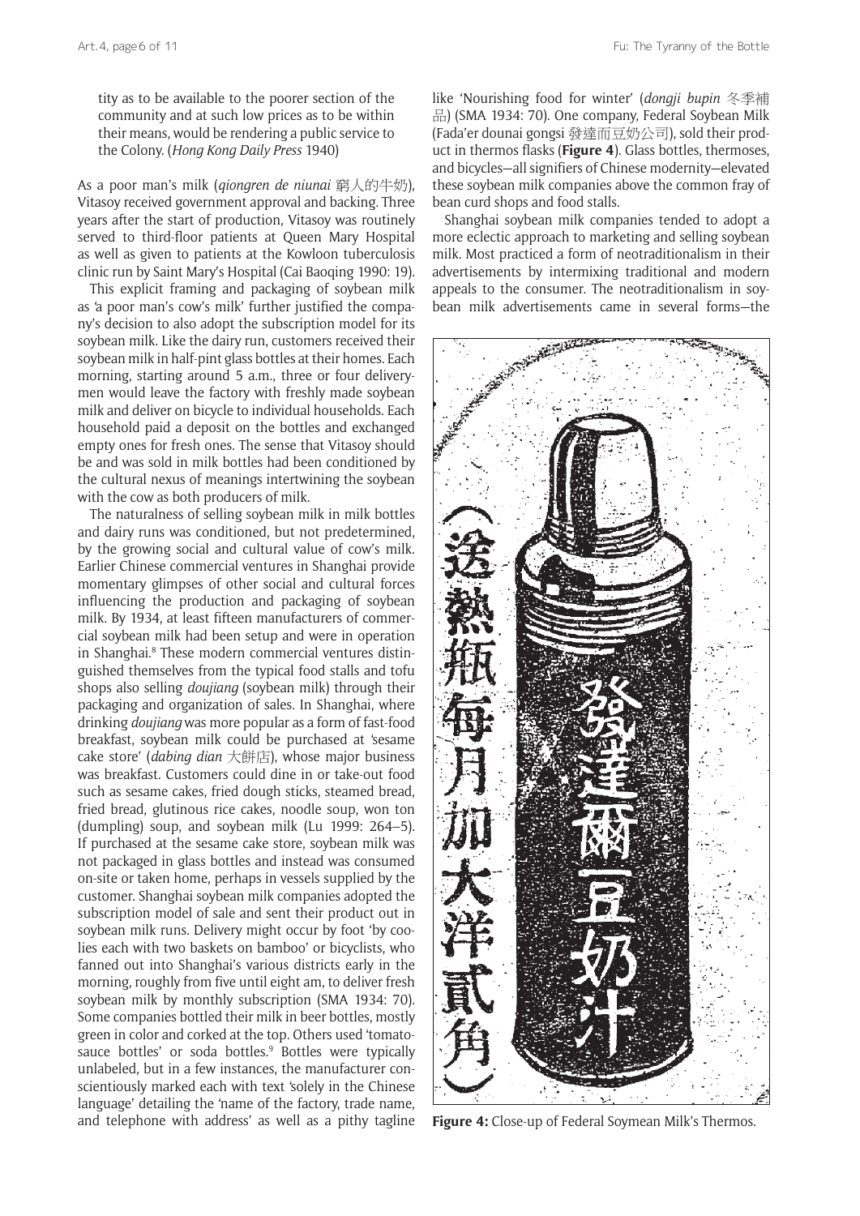tity as to be available to the poorer section of the community and at such low prices as to be within their means, would be rendering a public service to the Colony. (*Hong Kong Daily Press* 1940)

As a poor man's milk (*qiongren de niunai* 窮人的牛奶), Vitasoy received government approval and backing. Three years after the start of production, Vitasoy was routinely served to third-floor patients at Queen Mary Hospital as well as given to patients at the Kowloon tuberculosis clinic run by Saint Mary's Hospital (Cai Baoqing 1990: 19).

This explicit framing and packaging of soybean milk as 'a poor man's cow's milk' further justified the company's decision to also adopt the subscription model for its soybean milk. Like the dairy run, customers received their soybean milk in half-pint glass bottles at their homes. Each morning, starting around 5 a.m., three or four deliverymen would leave the factory with freshly made soybean milk and deliver on bicycle to individual households. Each household paid a deposit on the bottles and exchanged empty ones for fresh ones. The sense that Vitasoy should be and was sold in milk bottles had been conditioned by the cultural nexus of meanings intertwining the soybean with the cow as both producers of milk.

The naturalness of selling soybean milk in milk bottles and dairy runs was conditioned, but not predetermined, by the growing social and cultural value of cow's milk. Earlier Chinese commercial ventures in Shanghai provide momentary glimpses of other social and cultural forces influencing the production and packaging of soybean milk. By 1934, at least fifteen manufacturers of commercial soybean milk had been setup and were in operation in Shanghai.[8] These modern commercial ventures distinguished themselves from the typical food stalls and tofu shops also selling *doujiang* (soybean milk) through their packaging and organization of sales. In Shanghai, where drinking *doujiang* was more popular as a form of fast-food breakfast, soybean milk could be purchased at 'sesame cake store' (*dabing dian* 大餅店), whose major business was breakfast. Customers could dine in or take-out food such as sesame cakes, fried dough sticks, steamed bread, fried bread, glutinous rice cakes, noodle soup, won ton (dumpling) soup, and soybean milk (Lu 1999: 264–5). If purchased at the sesame cake store, soybean milk was not packaged in glass bottles and instead was consumed on-site or taken home, perhaps in vessels supplied by the customer. Shanghai soybean milk companies adopted the subscription model of sale and sent their product out in soybean milk runs. Delivery might occur by foot 'by coolies each with two baskets on bamboo' or bicyclists, who fanned out into Shanghai's various districts early in the morning, roughly from five until eight am, to deliver fresh soybean milk by monthly subscription (SMA 1934: 70). Some companies bottled their milk in beer bottles, mostly green in color and corked at the top. Others used 'tomato-sauce bottles' or soda bottles.[9] Bottles were typically unlabeled, but in a few instances, the manufacturer conscientiously marked each with text 'solely in the Chinese language' detailing the 'name of the factory, trade name, and telephone with address' as well as a pithy tagline like 'Nourishing food for winter' (*dongji bupin* 冬季補品) (SMA 1934: 70). One company, Federal Soybean Milk (Fada'er dounai gongsi 發達而豆奶公司), sold their product in thermos flasks (**Figure 4**). Glass bottles, thermoses, and bicycles—all signifiers of Chinese modernity—elevated these soybean milk companies above the common fray of bean curd shops and food stalls.

Shanghai soybean milk companies tended to adopt a more eclectic approach to marketing and selling soybean milk. Most practiced a form of neotraditionalism in their advertisements by intermixing traditional and modern appeals to the consumer. The neotraditionalism in soybean milk advertisements came in several forms—the

**Figure 4:** Close-up of Federal Soymean Milk's Thermos.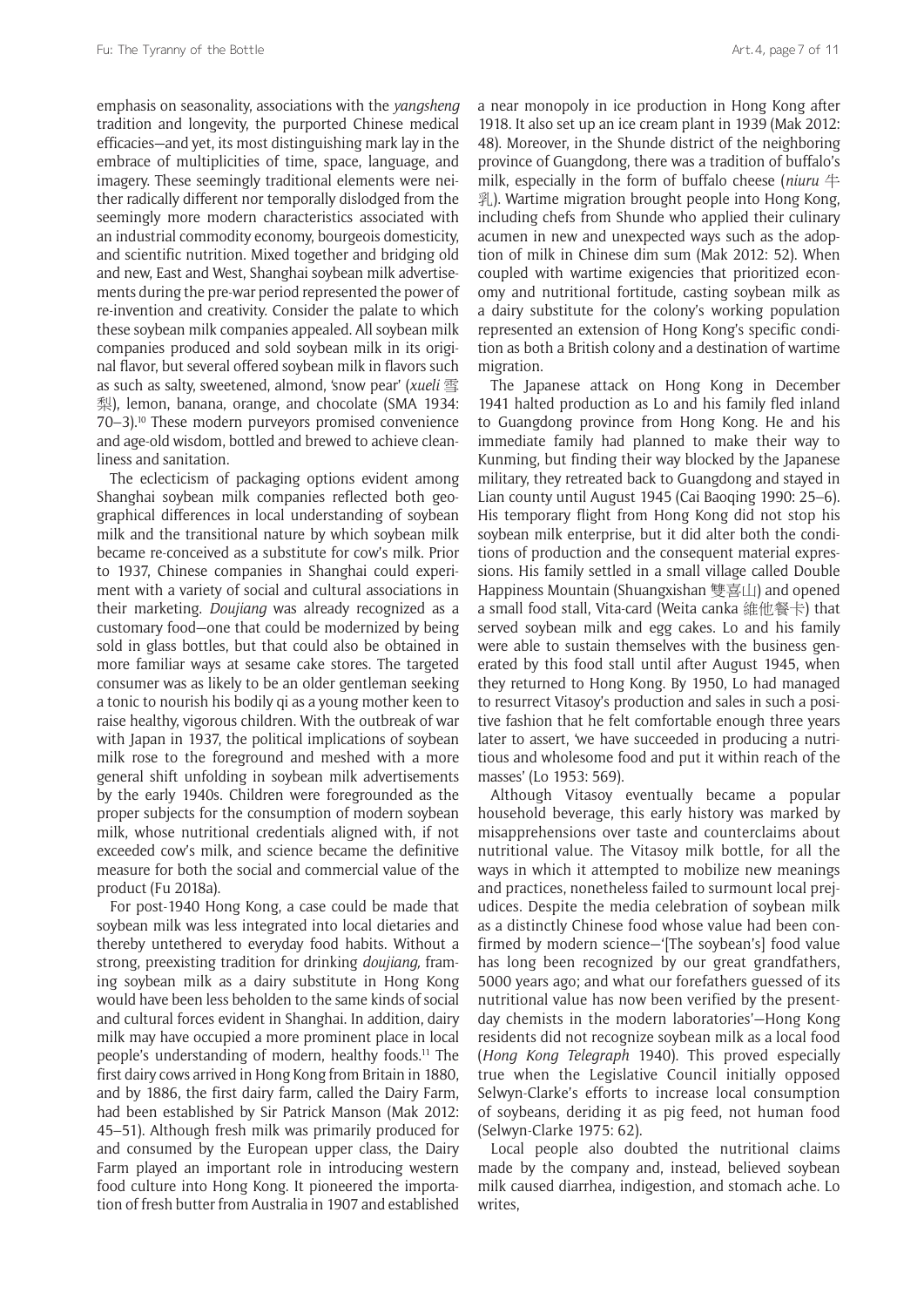emphasis on seasonality, associations with the *yangsheng* tradition and longevity, the purported Chinese medical efficacies—and yet, its most distinguishing mark lay in the embrace of multiplicities of time, space, language, and imagery. These seemingly traditional elements were neither radically different nor temporally dislodged from the seemingly more modern characteristics associated with an industrial commodity economy, bourgeois domesticity, and scientific nutrition. Mixed together and bridging old and new, East and West, Shanghai soybean milk advertisements during the pre-war period represented the power of re-invention and creativity. Consider the palate to which these soybean milk companies appealed. All soybean milk companies produced and sold soybean milk in its original flavor, but several offered soybean milk in flavors such as such as salty, sweetened, almond, 'snow pear' (*xueli* 雪梨), lemon, banana, orange, and chocolate (SMA 1934: 70–3).[10] These modern purveyors promised convenience and age-old wisdom, bottled and brewed to achieve cleanliness and sanitation.

The eclecticism of packaging options evident among Shanghai soybean milk companies reflected both geographical differences in local understanding of soybean milk and the transitional nature by which soybean milk became re-conceived as a substitute for cow's milk. Prior to 1937, Chinese companies in Shanghai could experiment with a variety of social and cultural associations in their marketing. *Doujiang* was already recognized as a customary food—one that could be modernized by being sold in glass bottles, but that could also be obtained in more familiar ways at sesame cake stores. The targeted consumer was as likely to be an older gentleman seeking a tonic to nourish his bodily qi as a young mother keen to raise healthy, vigorous children. With the outbreak of war with Japan in 1937, the political implications of soybean milk rose to the foreground and meshed with a more general shift unfolding in soybean milk advertisements by the early 1940s. Children were foregrounded as the proper subjects for the consumption of modern soybean milk, whose nutritional credentials aligned with, if not exceeded cow's milk, and science became the definitive measure for both the social and commercial value of the product (Fu 2018a).

For post-1940 Hong Kong, a case could be made that soybean milk was less integrated into local dietaries and thereby untethered to everyday food habits. Without a strong, preexisting tradition for drinking *doujiang,* framing soybean milk as a dairy substitute in Hong Kong would have been less beholden to the same kinds of social and cultural forces evident in Shanghai. In addition, dairy milk may have occupied a more prominent place in local people's understanding of modern, healthy foods.[11] The first dairy cows arrived in Hong Kong from Britain in 1880, and by 1886, the first dairy farm, called the Dairy Farm, had been established by Sir Patrick Manson (Mak 2012: 45–51). Although fresh milk was primarily produced for and consumed by the European upper class, the Dairy Farm played an important role in introducing western food culture into Hong Kong. It pioneered the importation of fresh butter from Australia in 1907 and established a near monopoly in ice production in Hong Kong after 1918. It also set up an ice cream plant in 1939 (Mak 2012: 48). Moreover, in the Shunde district of the neighboring province of Guangdong, there was a tradition of buffalo's milk, especially in the form of buffalo cheese (*niuru* 牛乳). Wartime migration brought people into Hong Kong, including chefs from Shunde who applied their culinary acumen in new and unexpected ways such as the adoption of milk in Chinese dim sum (Mak 2012: 52). When coupled with wartime exigencies that prioritized economy and nutritional fortitude, casting soybean milk as a dairy substitute for the colony's working population represented an extension of Hong Kong's specific condition as both a British colony and a destination of wartime migration.

The Japanese attack on Hong Kong in December 1941 halted production as Lo and his family fled inland to Guangdong province from Hong Kong. He and his immediate family had planned to make their way to Kunming, but finding their way blocked by the Japanese military, they retreated back to Guangdong and stayed in Lian county until August 1945 (Cai Baoqing 1990: 25–6). His temporary flight from Hong Kong did not stop his soybean milk enterprise, but it did alter both the conditions of production and the consequent material expressions. His family settled in a small village called Double Happiness Mountain (Shuangxishan 雙喜山) and opened a small food stall, Vita-card (Weita canka 維他餐卡) that served soybean milk and egg cakes. Lo and his family were able to sustain themselves with the business generated by this food stall until after August 1945, when they returned to Hong Kong. By 1950, Lo had managed to resurrect Vitasoy's production and sales in such a positive fashion that he felt comfortable enough three years later to assert, 'we have succeeded in producing a nutritious and wholesome food and put it within reach of the masses' (Lo 1953: 569).

Although Vitasoy eventually became a popular household beverage, this early history was marked by misapprehensions over taste and counterclaims about nutritional value. The Vitasoy milk bottle, for all the ways in which it attempted to mobilize new meanings and practices, nonetheless failed to surmount local prejudices. Despite the media celebration of soybean milk as a distinctly Chinese food whose value had been confirmed by modern science—'[The soybean's] food value has long been recognized by our great grandfathers, 5000 years ago; and what our forefathers guessed of its nutritional value has now been verified by the present-day chemists in the modern laboratories'—Hong Kong residents did not recognize soybean milk as a local food (*Hong Kong Telegraph* 1940). This proved especially true when the Legislative Council initially opposed Selwyn-Clarke's efforts to increase local consumption of soybeans, deriding it as pig feed, not human food (Selwyn-Clarke 1975: 62).

Local people also doubted the nutritional claims made by the company and, instead, believed soybean milk caused diarrhea, indigestion, and stomach ache. Lo writes,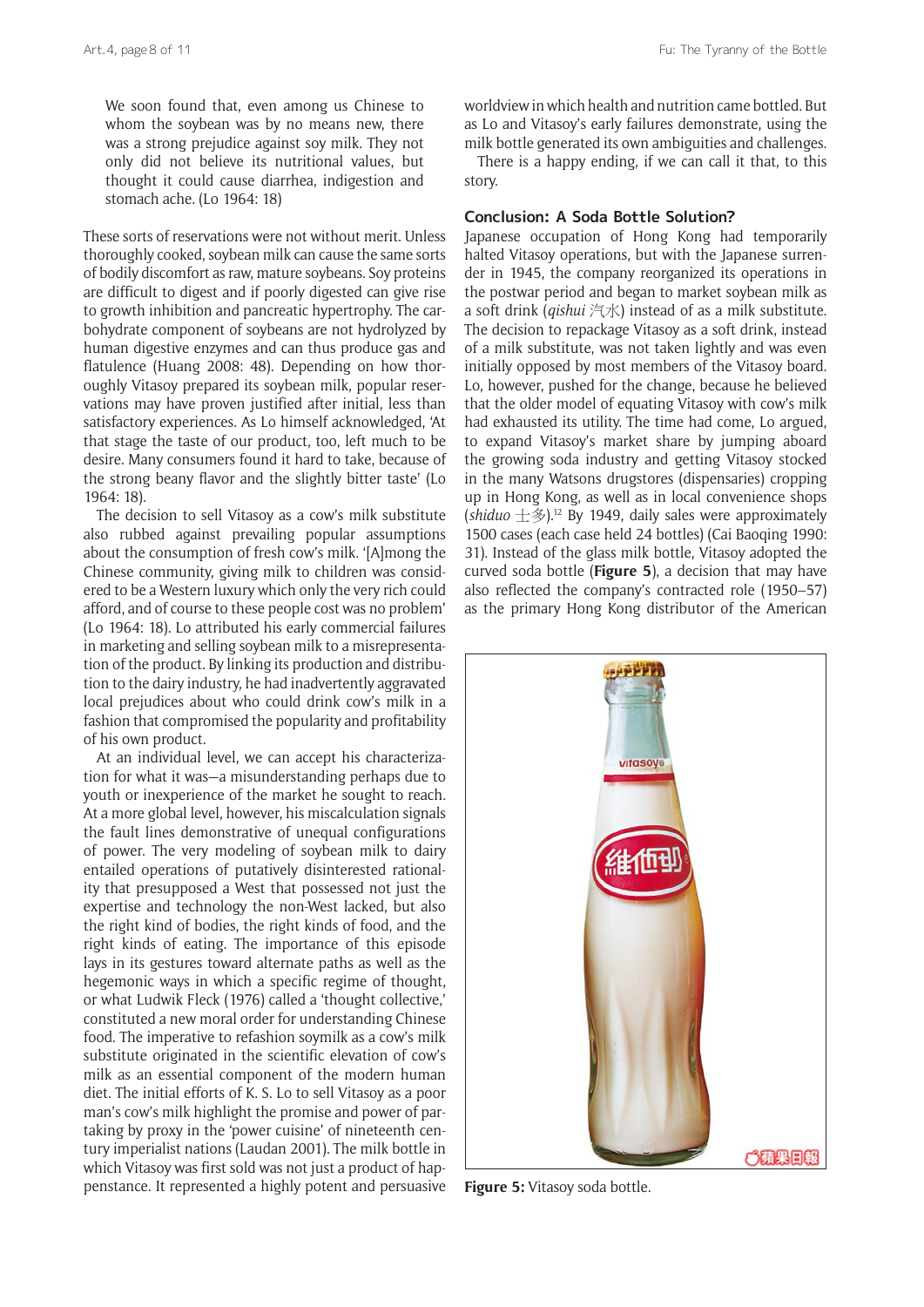> We soon found that, even among us Chinese to whom the soybean was by no means new, there was a strong prejudice against soy milk. They not only did not believe its nutritional values, but thought it could cause diarrhea, indigestion and stomach ache. (Lo 1964: 18)

These sorts of reservations were not without merit. Unless thoroughly cooked, soybean milk can cause the same sorts of bodily discomfort as raw, mature soybeans. Soy proteins are difficult to digest and if poorly digested can give rise to growth inhibition and pancreatic hypertrophy. The carbohydrate component of soybeans are not hydrolyzed by human digestive enzymes and can thus produce gas and flatulence (Huang 2008: 48). Depending on how thoroughly Vitasoy prepared its soybean milk, popular reservations may have proven justified after initial, less than satisfactory experiences. As Lo himself acknowledged, 'At that stage the taste of our product, too, left much to be desire. Many consumers found it hard to take, because of the strong beany flavor and the slightly bitter taste' (Lo 1964: 18).

The decision to sell Vitasoy as a cow's milk substitute also rubbed against prevailing popular assumptions about the consumption of fresh cow's milk. '[A]mong the Chinese community, giving milk to children was considered to be a Western luxury which only the very rich could afford, and of course to these people cost was no problem' (Lo 1964: 18). Lo attributed his early commercial failures in marketing and selling soybean milk to a misrepresentation of the product. By linking its production and distribution to the dairy industry, he had inadvertently aggravated local prejudices about who could drink cow's milk in a fashion that compromised the popularity and profitability of his own product.

At an individual level, we can accept his characterization for what it was—a misunderstanding perhaps due to youth or inexperience of the market he sought to reach. At a more global level, however, his miscalculation signals the fault lines demonstrative of unequal configurations of power. The very modeling of soybean milk to dairy entailed operations of putatively disinterested rationality that presupposed a West that possessed not just the expertise and technology the non-West lacked, but also the right kind of bodies, the right kinds of food, and the right kinds of eating. The importance of this episode lays in its gestures toward alternate paths as well as the hegemonic ways in which a specific regime of thought, or what Ludwik Fleck (1976) called a 'thought collective,' constituted a new moral order for understanding Chinese food. The imperative to refashion soymilk as a cow's milk substitute originated in the scientific elevation of cow's milk as an essential component of the modern human diet. The initial efforts of K. S. Lo to sell Vitasoy as a poor man's cow's milk highlight the promise and power of partaking by proxy in the 'power cuisine' of nineteenth century imperialist nations (Laudan 2001). The milk bottle in which Vitasoy was first sold was not just a product of happenstance. It represented a highly potent and persuasive worldview in which health and nutrition came bottled. But as Lo and Vitasoy's early failures demonstrate, using the milk bottle generated its own ambiguities and challenges.

There is a happy ending, if we can call it that, to this story.

## Conclusion: A Soda Bottle Solution?

Japanese occupation of Hong Kong had temporarily halted Vitasoy operations, but with the Japanese surrender in 1945, the company reorganized its operations in the postwar period and began to market soybean milk as a soft drink (*qishui* 汽水) instead of as a milk substitute. The decision to repackage Vitasoy as a soft drink, instead of a milk substitute, was not taken lightly and was even initially opposed by most members of the Vitasoy board. Lo, however, pushed for the change, because he believed that the older model of equating Vitasoy with cow's milk had exhausted its utility. The time had come, Lo argued, to expand Vitasoy's market share by jumping aboard the growing soda industry and getting Vitasoy stocked in the many Watsons drugstores (dispensaries) cropping up in Hong Kong, as well as in local convenience shops (*shiduo* 士多).[12] By 1949, daily sales were approximately 1500 cases (each case held 24 bottles) (Cai Baoqing 1990: 31). Instead of the glass milk bottle, Vitasoy adopted the curved soda bottle (**Figure 5**), a decision that may have also reflected the company's contracted role (1950–57) as the primary Hong Kong distributor of the American

**Figure 5:** Vitasoy soda bottle.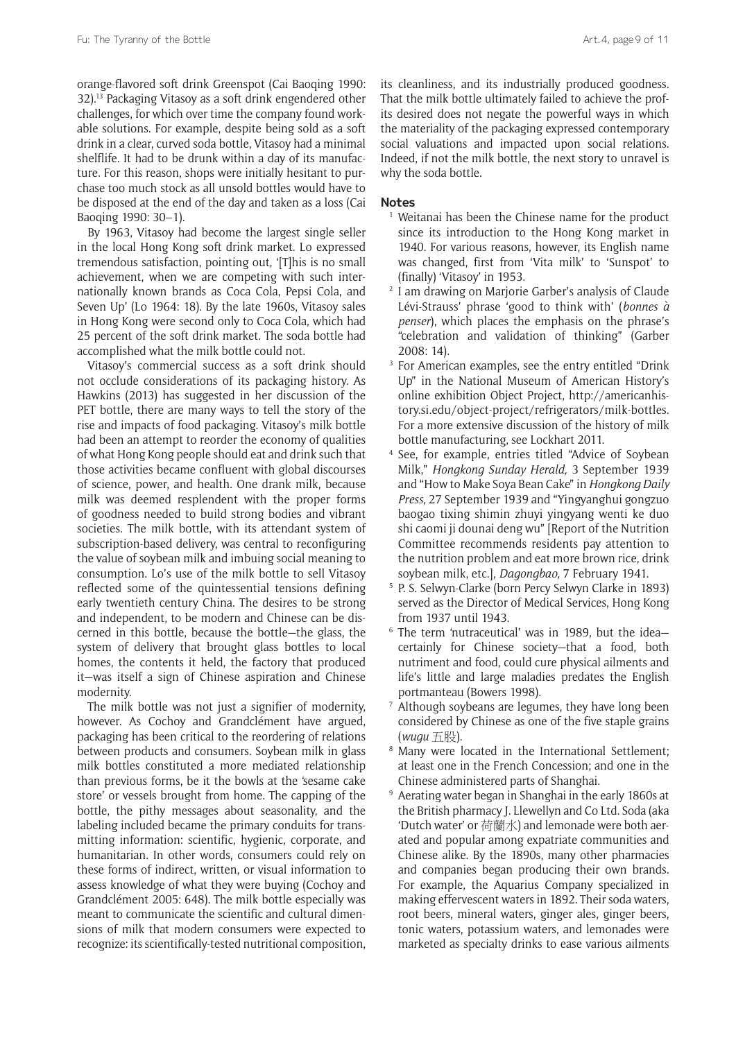orange-flavored soft drink Greenspot (Cai Baoqing 1990: 32).[13] Packaging Vitasoy as a soft drink engendered other challenges, for which over time the company found workable solutions. For example, despite being sold as a soft drink in a clear, curved soda bottle, Vitasoy had a minimal shelflife. It had to be drunk within a day of its manufacture. For this reason, shops were initially hesitant to purchase too much stock as all unsold bottles would have to be disposed at the end of the day and taken as a loss (Cai Baoqing 1990: 30–1).

By 1963, Vitasoy had become the largest single seller in the local Hong Kong soft drink market. Lo expressed tremendous satisfaction, pointing out, '[T]his is no small achievement, when we are competing with such internationally known brands as Coca Cola, Pepsi Cola, and Seven Up' (Lo 1964: 18). By the late 1960s, Vitasoy sales in Hong Kong were second only to Coca Cola, which had 25 percent of the soft drink market. The soda bottle had accomplished what the milk bottle could not.

Vitasoy's commercial success as a soft drink should not occlude considerations of its packaging history. As Hawkins (2013) has suggested in her discussion of the PET bottle, there are many ways to tell the story of the rise and impacts of food packaging. Vitasoy's milk bottle had been an attempt to reorder the economy of qualities of what Hong Kong people should eat and drink such that those activities became confluent with global discourses of science, power, and health. One drank milk, because milk was deemed resplendent with the proper forms of goodness needed to build strong bodies and vibrant societies. The milk bottle, with its attendant system of subscription-based delivery, was central to reconfiguring the value of soybean milk and imbuing social meaning to consumption. Lo's use of the milk bottle to sell Vitasoy reflected some of the quintessential tensions defining early twentieth century China. The desires to be strong and independent, to be modern and Chinese can be discerned in this bottle, because the bottle—the glass, the system of delivery that brought glass bottles to local homes, the contents it held, the factory that produced it—was itself a sign of Chinese aspiration and Chinese modernity.

The milk bottle was not just a signifier of modernity, however. As Cochoy and Grandclément have argued, packaging has been critical to the reordering of relations between products and consumers. Soybean milk in glass milk bottles constituted a more mediated relationship than previous forms, be it the bowls at the 'sesame cake store' or vessels brought from home. The capping of the bottle, the pithy messages about seasonality, and the labeling included became the primary conduits for transmitting information: scientific, hygienic, corporate, and humanitarian. In other words, consumers could rely on these forms of indirect, written, or visual information to assess knowledge of what they were buying (Cochoy and Grandclément 2005: 648). The milk bottle especially was meant to communicate the scientific and cultural dimensions of milk that modern consumers were expected to recognize: its scientifically-tested nutritional composition, its cleanliness, and its industrially produced goodness. That the milk bottle ultimately failed to achieve the profits desired does not negate the powerful ways in which the materiality of the packaging expressed contemporary social valuations and impacted upon social relations. Indeed, if not the milk bottle, the next story to unravel is why the soda bottle.

## Notes

1. Weitanai has been the Chinese name for the product since its introduction to the Hong Kong market in 1940. For various reasons, however, its English name was changed, first from 'Vita milk' to 'Sunspot' to (finally) 'Vitasoy' in 1953.
2. I am drawing on Marjorie Garber's analysis of Claude Lévi-Strauss' phrase 'good to think with' (*bonnes à penser*), which places the emphasis on the phrase's "celebration and validation of thinking" (Garber 2008: 14).
3. For American examples, see the entry entitled "Drink Up" in the National Museum of American History's online exhibition Object Project, http://americanhistory.si.edu/object-project/refrigerators/milk-bottles. For a more extensive discussion of the history of milk bottle manufacturing, see Lockhart 2011.
4. See, for example, entries titled "Advice of Soybean Milk," *Hongkong Sunday Herald,* 3 September 1939 and "How to Make Soya Bean Cake" in *Hongkong Daily Press,* 27 September 1939 and "Yingyanghui gongzuo baogao tixing shimin zhuyi yingyang wenti ke duo shi caomi ji dounai deng wu" [Report of the Nutrition Committee recommends residents pay attention to the nutrition problem and eat more brown rice, drink soybean milk, etc.], *Dagongbao,* 7 February 1941.
5. P. S. Selwyn-Clarke (born Percy Selwyn Clarke in 1893) served as the Director of Medical Services, Hong Kong from 1937 until 1943.
6. The term 'nutraceutical' was in 1989, but the idea—certainly for Chinese society—that a food, both nutriment and food, could cure physical ailments and life's little and large maladies predates the English portmanteau (Bowers 1998).
7. Although soybeans are legumes, they have long been considered by Chinese as one of the five staple grains (*wugu* 五股).
8. Many were located in the International Settlement; at least one in the French Concession; and one in the Chinese administered parts of Shanghai.
9. Aerating water began in Shanghai in the early 1860s at the British pharmacy J. Llewellyn and Co Ltd. Soda (aka 'Dutch water' or 荷蘭水) and lemonade were both aerated and popular among expatriate communities and Chinese alike. By the 1890s, many other pharmacies and companies began producing their own brands. For example, the Aquarius Company specialized in making effervescent waters in 1892. Their soda waters, root beers, mineral waters, ginger ales, ginger beers, tonic waters, potassium waters, and lemonades were marketed as specialty drinks to ease various ailments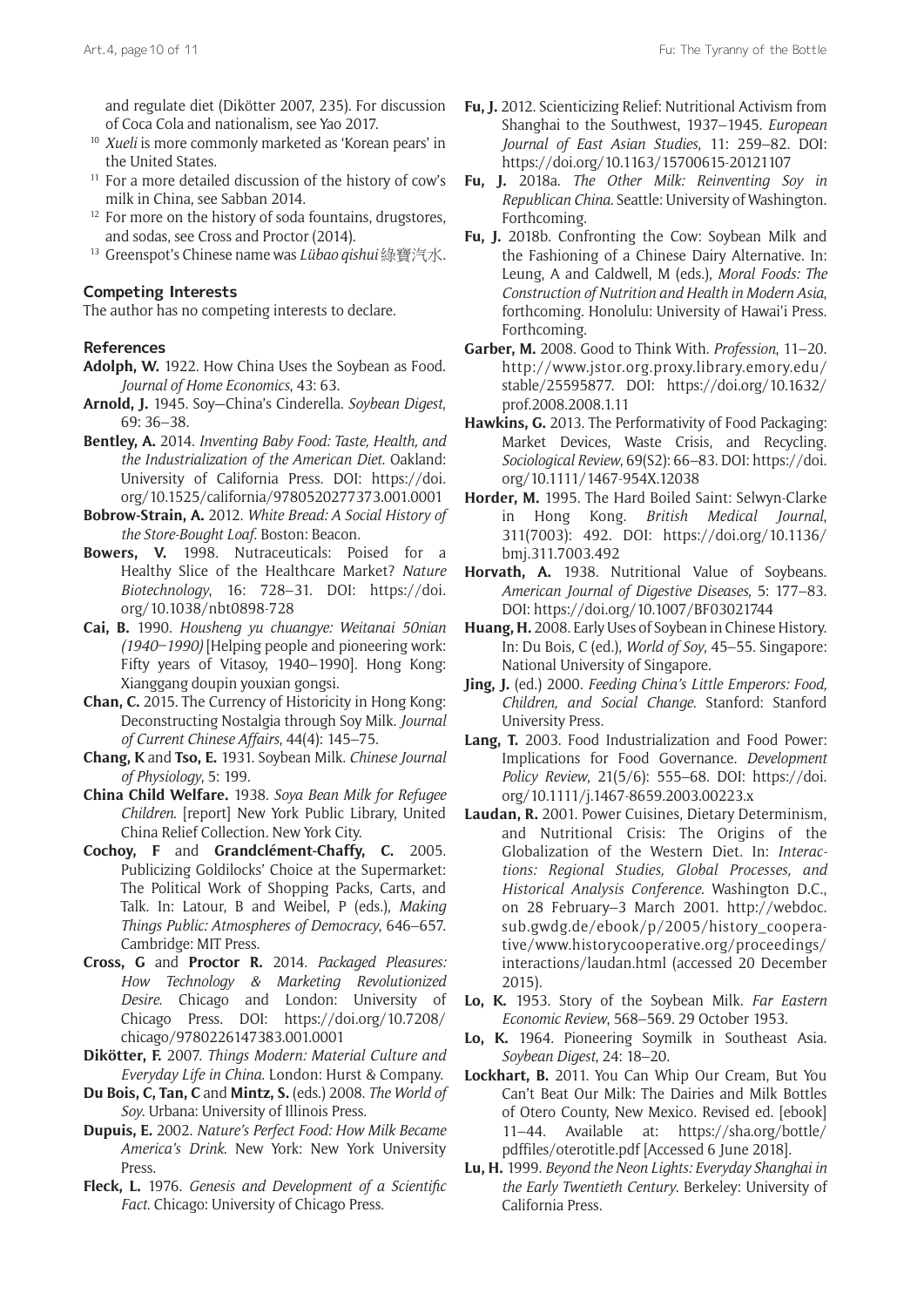and regulate diet (Dikötter 2007, 235). For discussion of Coca Cola and nationalism, see Yao 2017.

[10] *Xueli* is more commonly marketed as 'Korean pears' in the United States.

[11] For a more detailed discussion of the history of cow's milk in China, see Sabban 2014.

[12] For more on the history of soda fountains, drugstores, and sodas, see Cross and Proctor (2014).

[13] Greenspot's Chinese name was *Lübao qishui* 綠寶汽水.

### Competing Interests

The author has no competing interests to declare.

### References

**Adolph, W.** 1922. How China Uses the Soybean as Food. *Journal of Home Economics*, 43: 63.

**Arnold, J.** 1945. Soy—China's Cinderella. *Soybean Digest*, 69: 36–38.

**Bentley, A.** 2014. *Inventing Baby Food: Taste, Health, and the Industrialization of the American Diet*. Oakland: University of California Press. DOI: https://doi.org/10.1525/california/9780520277373.001.0001

**Bobrow-Strain, A.** 2012. *White Bread: A Social History of the Store-Bought Loaf*. Boston: Beacon.

**Bowers, V.** 1998. Nutraceuticals: Poised for a Healthy Slice of the Healthcare Market? *Nature Biotechnology*, 16: 728–31. DOI: https://doi.org/10.1038/nbt0898-728

**Cai, B.** 1990. *Housheng yu chuangye: Weitanai 50nian (1940–1990)* [Helping people and pioneering work: Fifty years of Vitasoy, 1940–1990]. Hong Kong: Xianggang doupin youxian gongsi.

**Chan, C.** 2015. The Currency of Historicity in Hong Kong: Deconstructing Nostalgia through Soy Milk. *Journal of Current Chinese Affairs*, 44(4): 145–75.

**Chang, K** and **Tso, E.** 1931. Soybean Milk. *Chinese Journal of Physiology*, 5: 199.

**China Child Welfare.** 1938. *Soya Bean Milk for Refugee Children*. [report] New York Public Library, United China Relief Collection. New York City.

**Cochoy, F** and **Grandclément-Chaffy, C.** 2005. Publicizing Goldilocks' Choice at the Supermarket: The Political Work of Shopping Packs, Carts, and Talk. In: Latour, B and Weibel, P (eds.), *Making Things Public: Atmospheres of Democracy*, 646–657. Cambridge: MIT Press.

**Cross, G** and **Proctor R.** 2014. *Packaged Pleasures: How Technology & Marketing Revolutionized Desire*. Chicago and London: University of Chicago Press. DOI: https://doi.org/10.7208/chicago/9780226147383.001.0001

**Dikötter, F.** 2007. *Things Modern: Material Culture and Everyday Life in China*. London: Hurst & Company.

**Du Bois, C, Tan, C** and **Mintz, S.** (eds.) 2008. *The World of Soy*. Urbana: University of Illinois Press.

**Dupuis, E.** 2002. *Nature's Perfect Food: How Milk Became America's Drink*. New York: New York University Press.

**Fleck, L.** 1976. *Genesis and Development of a Scientific Fact*. Chicago: University of Chicago Press.

**Fu, J.** 2012. Scienticizing Relief: Nutritional Activism from Shanghai to the Southwest, 1937–1945. *European Journal of East Asian Studies*, 11: 259–82. DOI: https://doi.org/10.1163/15700615-20121107

**Fu, J.** 2018a. *The Other Milk: Reinventing Soy in Republican China*. Seattle: University of Washington. Forthcoming.

**Fu, J.** 2018b. Confronting the Cow: Soybean Milk and the Fashioning of a Chinese Dairy Alternative. In: Leung, A and Caldwell, M (eds.), *Moral Foods: The Construction of Nutrition and Health in Modern Asia*, forthcoming. Honolulu: University of Hawai'i Press. Forthcoming.

**Garber, M.** 2008. Good to Think With. *Profession*, 11–20. http://www.jstor.org.proxy.library.emory.edu/stable/25595877. DOI: https://doi.org/10.1632/prof.2008.2008.1.11

**Hawkins, G.** 2013. The Performativity of Food Packaging: Market Devices, Waste Crisis, and Recycling. *Sociological Review*, 69(S2): 66–83. DOI: https://doi.org/10.1111/1467-954X.12038

**Horder, M.** 1995. The Hard Boiled Saint: Selwyn-Clarke in Hong Kong. *British Medical Journal*, 311(7003): 492. DOI: https://doi.org/10.1136/bmj.311.7003.492

**Horvath, A.** 1938. Nutritional Value of Soybeans. *American Journal of Digestive Diseases*, 5: 177–83. DOI: https://doi.org/10.1007/BF03021744

**Huang, H.** 2008. Early Uses of Soybean in Chinese History. In: Du Bois, C (ed.), *World of Soy*, 45–55. Singapore: National University of Singapore.

**Jing, J.** (ed.) 2000. *Feeding China's Little Emperors: Food, Children, and Social Change*. Stanford: Stanford University Press.

**Lang, T.** 2003. Food Industrialization and Food Power: Implications for Food Governance. *Development Policy Review*, 21(5/6): 555–68. DOI: https://doi.org/10.1111/j.1467-8659.2003.00223.x

**Laudan, R.** 2001. Power Cuisines, Dietary Determinism, and Nutritional Crisis: The Origins of the Globalization of the Western Diet. In: *Interactions: Regional Studies, Global Processes, and Historical Analysis Conference*. Washington D.C., on 28 February–3 March 2001. http://webdoc.sub.gwdg.de/ebook/p/2005/history_cooperative/www.historycooperative.org/proceedings/interactions/laudan.html (accessed 20 December 2015).

**Lo, K.** 1953. Story of the Soybean Milk. *Far Eastern Economic Review*, 568–569. 29 October 1953.

**Lo, K.** 1964. Pioneering Soymilk in Southeast Asia. *Soybean Digest*, 24: 18–20.

**Lockhart, B.** 2011. You Can Whip Our Cream, But You Can't Beat Our Milk: The Dairies and Milk Bottles of Otero County, New Mexico. Revised ed. [ebook] 11–44. Available at: https://sha.org/bottle/pdffiles/oterotitle.pdf [Accessed 6 June 2018].

**Lu, H.** 1999. *Beyond the Neon Lights: Everyday Shanghai in the Early Twentieth Century*. Berkeley: University of California Press.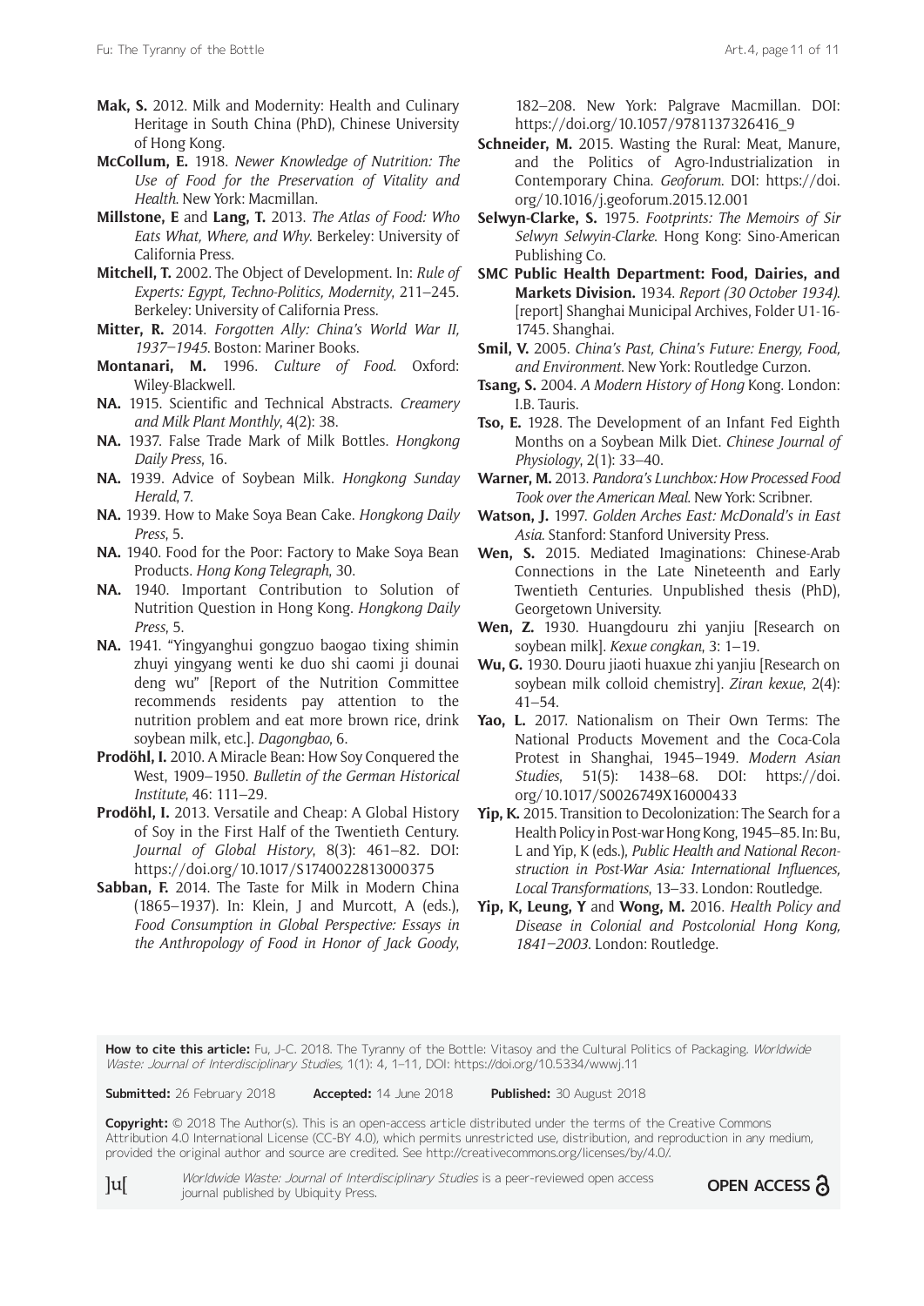**Mak, S.** 2012. Milk and Modernity: Health and Culinary Heritage in South China (PhD), Chinese University of Hong Kong.

**McCollum, E.** 1918. *Newer Knowledge of Nutrition: The Use of Food for the Preservation of Vitality and Health*. New York: Macmillan.

**Millstone, E** and **Lang, T.** 2013. *The Atlas of Food: Who Eats What, Where, and Why*. Berkeley: University of California Press.

**Mitchell, T.** 2002. The Object of Development. In: *Rule of Experts: Egypt, Techno-Politics, Modernity*, 211–245. Berkeley: University of California Press.

**Mitter, R.** 2014. *Forgotten Ally: China's World War II, 1937–1945*. Boston: Mariner Books.

**Montanari, M.** 1996. *Culture of Food*. Oxford: Wiley-Blackwell.

**NA.** 1915. Scientific and Technical Abstracts. *Creamery and Milk Plant Monthly*, 4(2): 38.

**NA.** 1937. False Trade Mark of Milk Bottles. *Hongkong Daily Press*, 16.

**NA.** 1939. Advice of Soybean Milk. *Hongkong Sunday Herald*, 7.

**NA.** 1939. How to Make Soya Bean Cake. *Hongkong Daily Press*, 5.

**NA.** 1940. Food for the Poor: Factory to Make Soya Bean Products. *Hong Kong Telegraph*, 30.

**NA.** 1940. Important Contribution to Solution of Nutrition Question in Hong Kong. *Hongkong Daily Press*, 5.

**NA.** 1941. "Yingyanghui gongzuo baogao tixing shimin zhuyi yingyang wenti ke duo shi caomi ji dounai deng wu" [Report of the Nutrition Committee recommends residents pay attention to the nutrition problem and eat more brown rice, drink soybean milk, etc.]. *Dagongbao*, 6.

**Prodöhl, I.** 2010. A Miracle Bean: How Soy Conquered the West, 1909–1950. *Bulletin of the German Historical Institute*, 46: 111–29.

**Prodöhl, I.** 2013. Versatile and Cheap: A Global History of Soy in the First Half of the Twentieth Century. *Journal of Global History*, 8(3): 461–82. DOI: https://doi.org/10.1017/S1740022813000375

**Sabban, F.** 2014. The Taste for Milk in Modern China (1865–1937). In: Klein, J and Murcott, A (eds.), *Food Consumption in Global Perspective: Essays in the Anthropology of Food in Honor of Jack Goody*, 182–208. New York: Palgrave Macmillan. DOI: https://doi.org/10.1057/9781137326416_9

**Schneider, M.** 2015. Wasting the Rural: Meat, Manure, and the Politics of Agro-Industrialization in Contemporary China. *Geoforum*. DOI: https://doi.org/10.1016/j.geoforum.2015.12.001

**Selwyn-Clarke, S.** 1975. *Footprints: The Memoirs of Sir Selwyn Selwyin-Clarke*. Hong Kong: Sino-American Publishing Co.

**SMC Public Health Department: Food, Dairies, and Markets Division.** 1934. *Report (30 October 1934)*. [report] Shanghai Municipal Archives, Folder U1-16-1745. Shanghai.

**Smil, V.** 2005. *China's Past, China's Future: Energy, Food, and Environment*. New York: Routledge Curzon.

**Tsang, S.** 2004. *A Modern History of Hong* Kong. London: I.B. Tauris.

**Tso, E.** 1928. The Development of an Infant Fed Eighth Months on a Soybean Milk Diet. *Chinese Journal of Physiology*, 2(1): 33–40.

**Warner, M.** 2013. *Pandora's Lunchbox: How Processed Food Took over the American Meal*. New York: Scribner.

**Watson, J.** 1997. *Golden Arches East: McDonald's in East Asia*. Stanford: Stanford University Press.

**Wen, S.** 2015. Mediated Imaginations: Chinese-Arab Connections in the Late Nineteenth and Early Twentieth Centuries. Unpublished thesis (PhD), Georgetown University.

**Wen, Z.** 1930. Huangdouru zhi yanjiu [Research on soybean milk]. *Kexue congkan*, 3: 1–19.

**Wu, G.** 1930. Douru jiaoti huaxue zhi yanjiu [Research on soybean milk colloid chemistry]. *Ziran kexue*, 2(4): 41–54.

**Yao, L.** 2017. Nationalism on Their Own Terms: The National Products Movement and the Coca-Cola Protest in Shanghai, 1945–1949. *Modern Asian Studies*, 51(5): 1438–68. DOI: https://doi.org/10.1017/S0026749X16000433

**Yip, K.** 2015. Transition to Decolonization: The Search for a Health Policy in Post-war Hong Kong, 1945–85. In: Bu, L and Yip, K (eds.), *Public Health and National Reconstruction in Post-War Asia: International Influences, Local Transformations*, 13–33. London: Routledge.

**Yip, K, Leung, Y** and **Wong, M.** 2016. *Health Policy and Disease in Colonial and Postcolonial Hong Kong, 1841–2003*. London: Routledge.

**How to cite this article:** Fu, J-C. 2018. The Tyranny of the Bottle: Vitasoy and the Cultural Politics of Packaging. *Worldwide Waste: Journal of Interdisciplinary Studies*, 1(1): 4, 1–11, DOI: https://doi.org/10.5334/wwwj.11

**Submitted:** 26 February 2018 **Accepted:** 14 June 2018 **Published:** 30 August 2018

**Copyright:** © 2018 The Author(s). This is an open-access article distributed under the terms of the Creative Commons Attribution 4.0 International License (CC-BY 4.0), which permits unrestricted use, distribution, and reproduction in any medium, provided the original author and source are credited. See http://creativecommons.org/licenses/by/4.0/.

*Worldwide Waste: Journal of Interdisciplinary Studies* is a peer-reviewed open access journal published by Ubiquity Press.

**OPEN ACCESS**